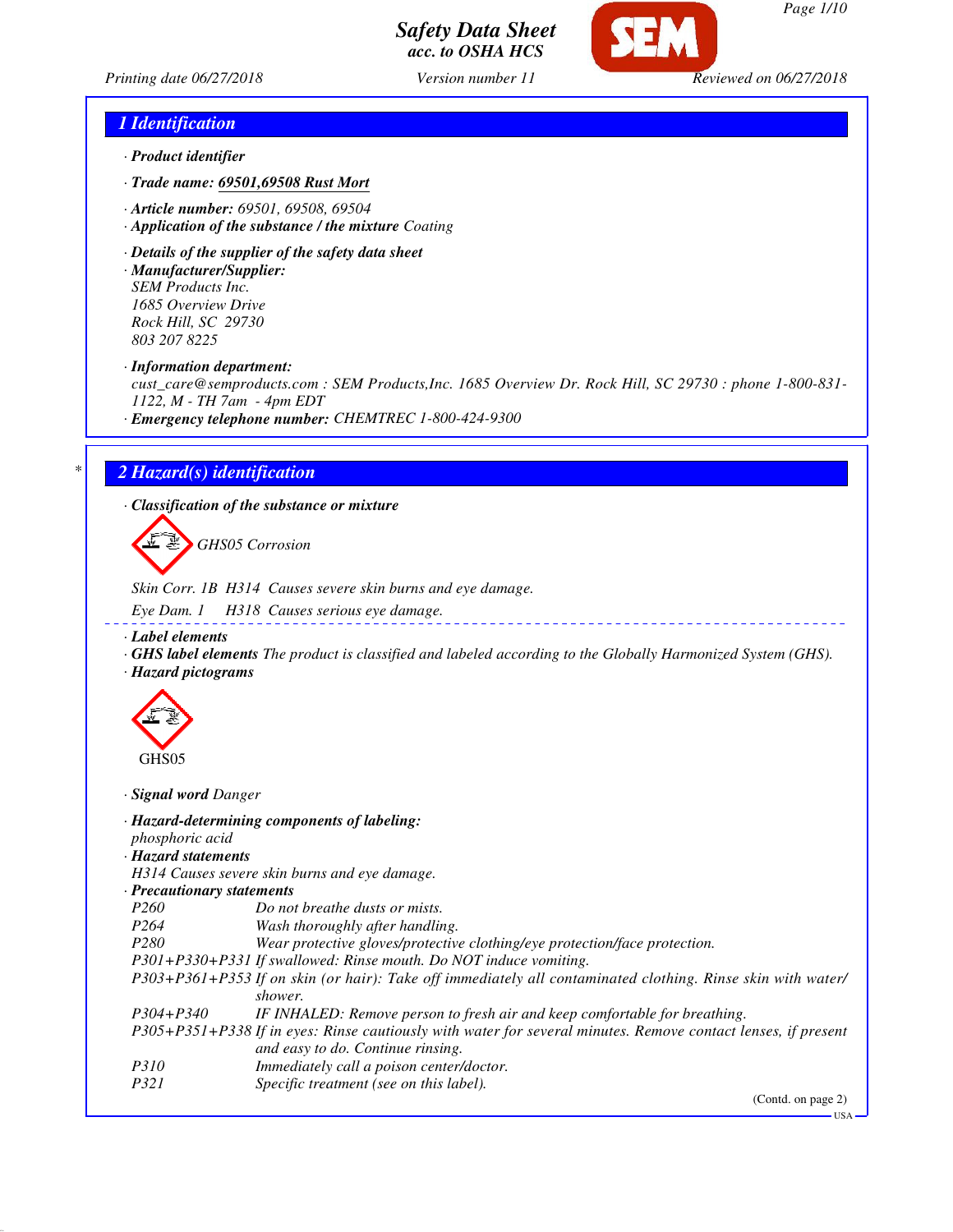# Safety Data Sheet
acc. to OSHA HCS

Printing date 06/27/2018 Version number 11 Reviewed on 06/27/2018

## 1 Identification

· **Product identifier**

· **Trade name: 69501,69508 Rust Mort**

· **Article number:** 69501, 69508, 69504

· **Application of the substance / the mixture** Coating

· **Details of the supplier of the safety data sheet**

· **Manufacturer/Supplier:**
SEM Products Inc.
1685 Overview Drive
Rock Hill, SC 29730
803 207 8225

· **Information department:**
cust_care@semproducts.com : SEM Products,Inc. 1685 Overview Dr. Rock Hill, SC 29730 : phone 1-800-831-1122, M - TH 7am - 4pm EDT

· **Emergency telephone number:** CHEMTREC 1-800-424-9300

## 2 Hazard(s) identification

· **Classification of the substance or mixture**

GHS05 Corrosion

Skin Corr. 1B H314 Causes severe skin burns and eye damage.

Eye Dam. 1 H318 Causes serious eye damage.

· **Label elements**

· **GHS label elements** The product is classified and labeled according to the Globally Harmonized System (GHS).

· **Hazard pictograms**

GHS05

· **Signal word** Danger

· **Hazard-determining components of labeling:**
phosphoric acid

· **Hazard statements**
H314 Causes severe skin burns and eye damage.

· **Precautionary statements**

| | |
|---|---|
| P260 | Do not breathe dusts or mists. |
| P264 | Wash thoroughly after handling. |
| P280 | Wear protective gloves/protective clothing/eye protection/face protection. |
| P301+P330+P331 | If swallowed: Rinse mouth. Do NOT induce vomiting. |
| P303+P361+P353 | If on skin (or hair): Take off immediately all contaminated clothing. Rinse skin with water/shower. |
| P304+P340 | IF INHALED: Remove person to fresh air and keep comfortable for breathing. |
| P305+P351+P338 | If in eyes: Rinse cautiously with water for several minutes. Remove contact lenses, if present and easy to do. Continue rinsing. |
| P310 | Immediately call a poison center/doctor. |
| P321 | Specific treatment (see on this label). |

(Contd. on page 2)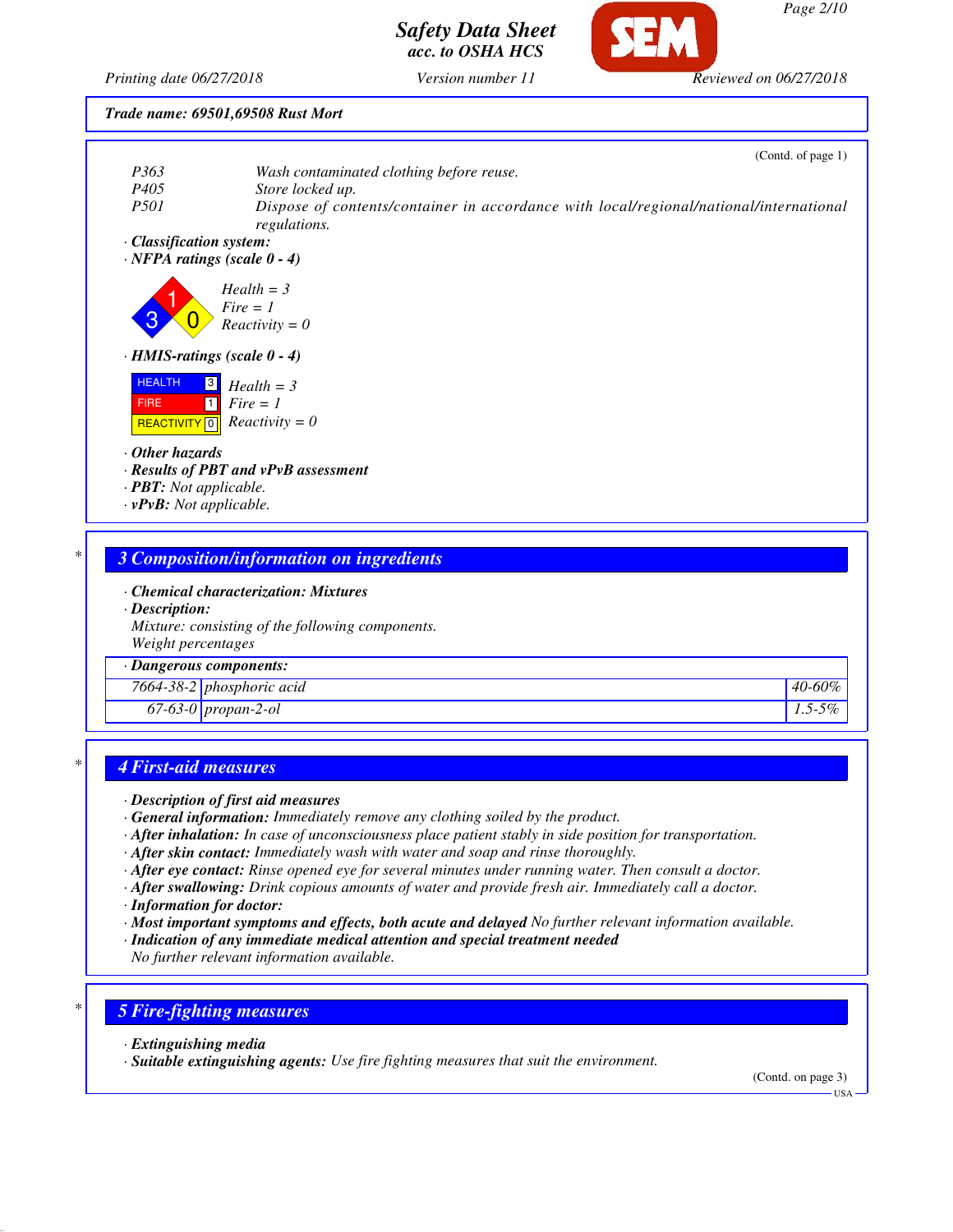**Trade name: 69501,69508 Rust Mort**

(Contd. of page 1)

| | |
|---|---|
| P363 | Wash contaminated clothing before reuse. |
| P405 | Store locked up. |
| P501 | Dispose of contents/container in accordance with local/regional/national/international regulations. |

· **Classification system:**
· **NFPA ratings (scale 0 - 4)**

3 1 0

Health = 3
Fire = 1
Reactivity = 0

· **HMIS-ratings (scale 0 - 4)**

HEALTH 3
FIRE 1
REACTIVITY 0

Health = 3
Fire = 1
Reactivity = 0

· **Other hazards**
· **Results of PBT and vPvB assessment**
· **PBT:** Not applicable.
· **vPvB:** Not applicable.

## 3 Composition/information on ingredients

· **Chemical characterization: Mixtures**
· **Description:**
Mixture: consisting of the following components.
Weight percentages

| · Dangerous components: | | |
|---|---|---|
| 7664-38-2 | phosphoric acid | 40-60% |
| 67-63-0 | propan-2-ol | 1.5-5% |

## 4 First-aid measures

· **Description of first aid measures**
· **General information:** Immediately remove any clothing soiled by the product.
· **After inhalation:** In case of unconsciousness place patient stably in side position for transportation.
· **After skin contact:** Immediately wash with water and soap and rinse thoroughly.
· **After eye contact:** Rinse opened eye for several minutes under running water. Then consult a doctor.
· **After swallowing:** Drink copious amounts of water and provide fresh air. Immediately call a doctor.
· **Information for doctor:**
· **Most important symptoms and effects, both acute and delayed** No further relevant information available.
· **Indication of any immediate medical attention and special treatment needed**
No further relevant information available.

## 5 Fire-fighting measures

· **Extinguishing media**
· **Suitable extinguishing agents:** Use fire fighting measures that suit the environment.

(Contd. on page 3)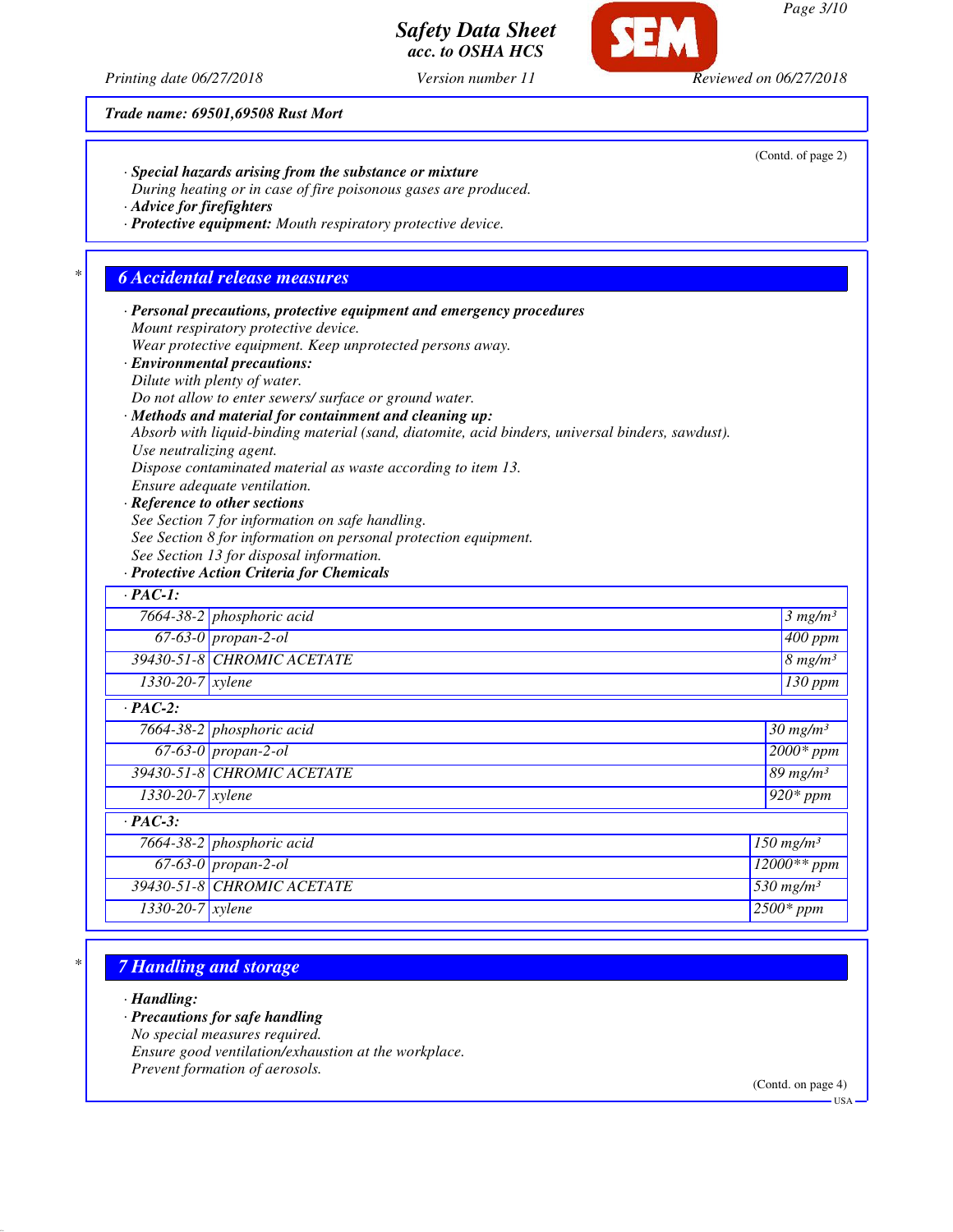Trade name: 69501,69508 Rust Mort

(Contd. of page 2)

· **Special hazards arising from the substance or mixture**
During heating or in case of fire poisonous gases are produced.
· **Advice for firefighters**
· **Protective equipment:** Mouth respiratory protective device.

## 6 Accidental release measures

· **Personal precautions, protective equipment and emergency procedures**
Mount respiratory protective device.
Wear protective equipment. Keep unprotected persons away.
· **Environmental precautions:**
Dilute with plenty of water.
Do not allow to enter sewers/ surface or ground water.
· **Methods and material for containment and cleaning up:**
Absorb with liquid-binding material (sand, diatomite, acid binders, universal binders, sawdust).
Use neutralizing agent.
Dispose contaminated material as waste according to item 13.
Ensure adequate ventilation.
· **Reference to other sections**
See Section 7 for information on safe handling.
See Section 8 for information on personal protection equipment.
See Section 13 for disposal information.
· **Protective Action Criteria for Chemicals**

| | | |
|---|---|---|
| **· PAC-1:** | | |
| 7664-38-2 | phosphoric acid | 3 mg/m³ |
| 67-63-0 | propan-2-ol | 400 ppm |
| 39430-51-8 | CHROMIC ACETATE | 8 mg/m³ |
| 1330-20-7 | xylene | 130 ppm |
| **· PAC-2:** | | |
| 7664-38-2 | phosphoric acid | 30 mg/m³ |
| 67-63-0 | propan-2-ol | 2000* ppm |
| 39430-51-8 | CHROMIC ACETATE | 89 mg/m³ |
| 1330-20-7 | xylene | 920* ppm |
| **· PAC-3:** | | |
| 7664-38-2 | phosphoric acid | 150 mg/m³ |
| 67-63-0 | propan-2-ol | 12000** ppm |
| 39430-51-8 | CHROMIC ACETATE | 530 mg/m³ |
| 1330-20-7 | xylene | 2500* ppm |

## 7 Handling and storage

· **Handling:**
· **Precautions for safe handling**
No special measures required.
Ensure good ventilation/exhaustion at the workplace.
Prevent formation of aerosols.

(Contd. on page 4)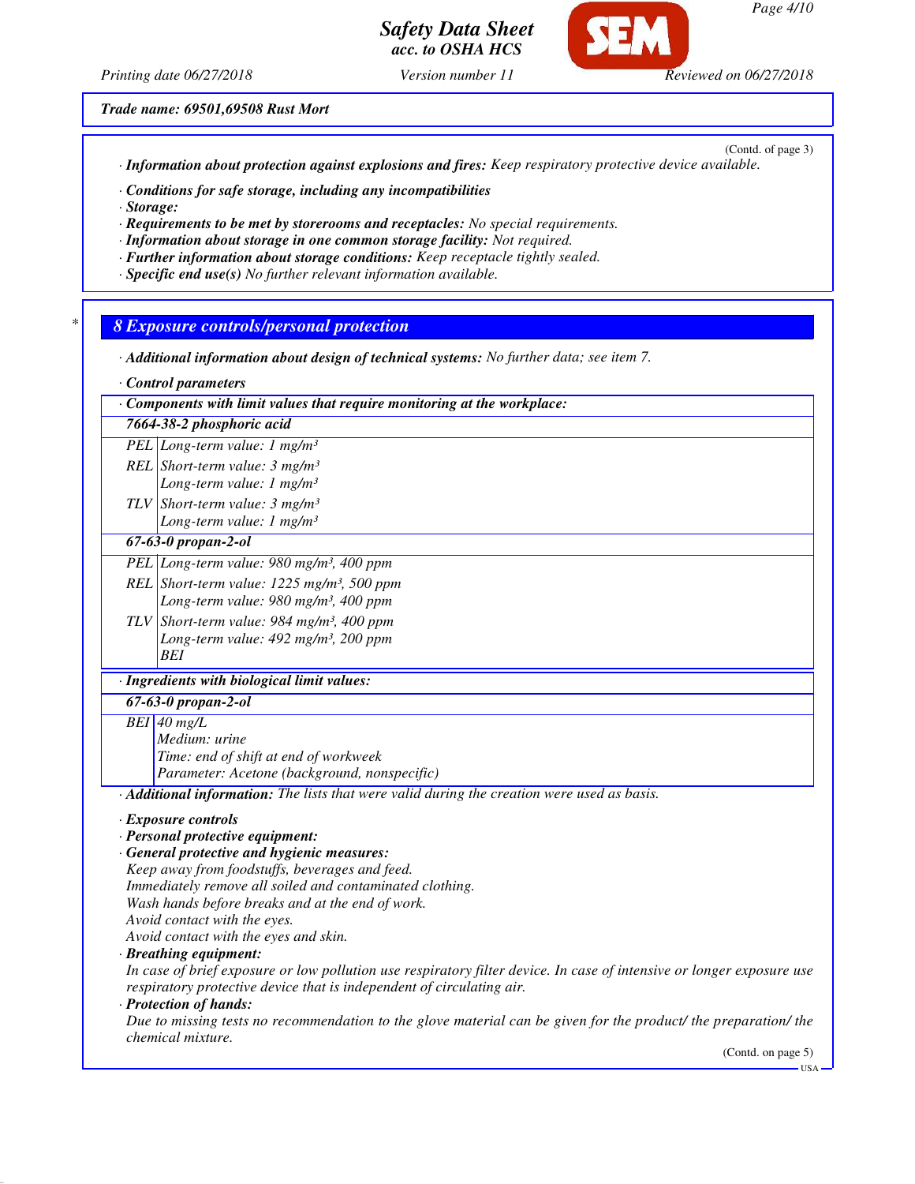**Trade name: 69501,69508 Rust Mort**

(Contd. of page 3)

· ***Information about protection against explosions and fires:*** *Keep respiratory protective device available.*

· ***Conditions for safe storage, including any incompatibilities***
· ***Storage:***
· ***Requirements to be met by storerooms and receptacles:*** *No special requirements.*
· ***Information about storage in one common storage facility:*** *Not required.*
· ***Further information about storage conditions:*** *Keep receptacle tightly sealed.*
· ***Specific end use(s)*** *No further relevant information available.*

\*

## 8 Exposure controls/personal protection

· ***Additional information about design of technical systems:*** *No further data; see item 7.*

· ***Control parameters***

| · Components with limit values that require monitoring at the workplace: | |
|---|---|
| **7664-38-2 phosphoric acid** | |
| PEL | Long-term value: 1 mg/m³ |
| REL | Short-term value: 3 mg/m³<br>Long-term value: 1 mg/m³ |
| TLV | Short-term value: 3 mg/m³<br>Long-term value: 1 mg/m³ |
| **67-63-0 propan-2-ol** | |
| PEL | Long-term value: 980 mg/m³, 400 ppm |
| REL | Short-term value: 1225 mg/m³, 500 ppm<br>Long-term value: 980 mg/m³, 400 ppm |
| TLV | Short-term value: 984 mg/m³, 400 ppm<br>Long-term value: 492 mg/m³, 200 ppm<br>BEI |

| · Ingredients with biological limit values: | |
|---|---|
| **67-63-0 propan-2-ol** | |
| BEI | 40 mg/L<br>Medium: urine<br>Time: end of shift at end of workweek<br>Parameter: Acetone (background, nonspecific) |

· ***Additional information:*** *The lists that were valid during the creation were used as basis.*

· ***Exposure controls***
· ***Personal protective equipment:***
· ***General protective and hygienic measures:***
*Keep away from foodstuffs, beverages and feed.*
*Immediately remove all soiled and contaminated clothing.*
*Wash hands before breaks and at the end of work.*
*Avoid contact with the eyes.*
*Avoid contact with the eyes and skin.*
· ***Breathing equipment:***
*In case of brief exposure or low pollution use respiratory filter device. In case of intensive or longer exposure use respiratory protective device that is independent of circulating air.*
· ***Protection of hands:***
*Due to missing tests no recommendation to the glove material can be given for the product/ the preparation/ the chemical mixture.*

(Contd. on page 5)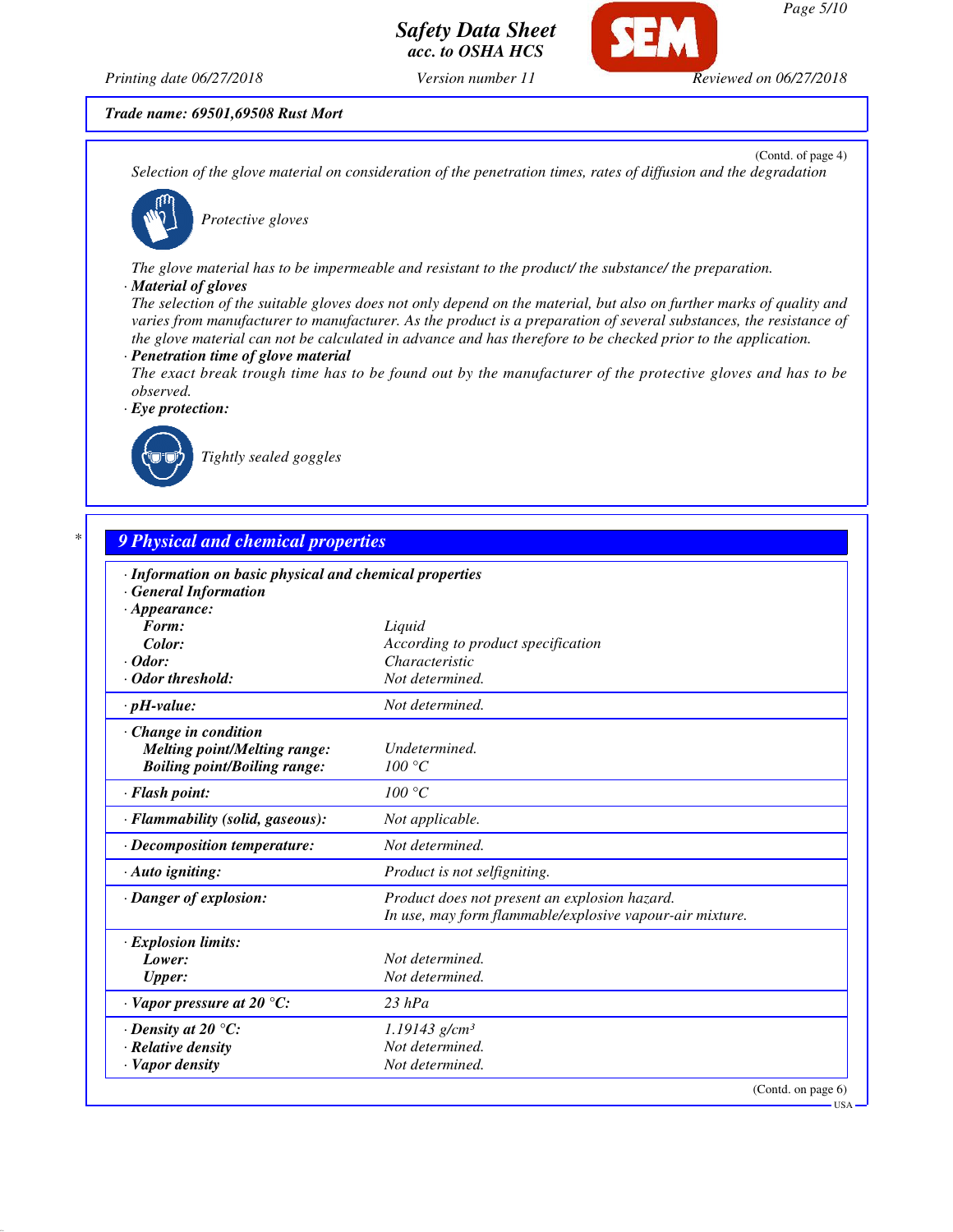Trade name: 69501,69508 Rust Mort

(Contd. of page 4)

*Selection of the glove material on consideration of the penetration times, rates of diffusion and the degradation*

*Protective gloves*

*The glove material has to be impermeable and resistant to the product/ the substance/ the preparation.*

· **Material of gloves**

*The selection of the suitable gloves does not only depend on the material, but also on further marks of quality and varies from manufacturer to manufacturer. As the product is a preparation of several substances, the resistance of the glove material can not be calculated in advance and has therefore to be checked prior to the application.*

· **Penetration time of glove material**

*The exact break trough time has to be found out by the manufacturer of the protective gloves and has to be observed.*

· **Eye protection:**

*Tightly sealed goggles*

## 9 Physical and chemical properties

| | |
|---|---|
| · **Information on basic physical and chemical properties** | |
| · **General Information** | |
| · **Appearance:** | |
| **Form:** | Liquid |
| **Color:** | According to product specification |
| · **Odor:** | Characteristic |
| · **Odor threshold:** | Not determined. |
| · **pH-value:** | Not determined. |
| · **Change in condition** | |
| **Melting point/Melting range:** | Undetermined. |
| **Boiling point/Boiling range:** | 100 °C |
| · **Flash point:** | 100 °C |
| · **Flammability (solid, gaseous):** | Not applicable. |
| · **Decomposition temperature:** | Not determined. |
| · **Auto igniting:** | Product is not selfigniting. |
| · **Danger of explosion:** | Product does not present an explosion hazard. In use, may form flammable/explosive vapour-air mixture. |
| · **Explosion limits:** | |
| **Lower:** | Not determined. |
| **Upper:** | Not determined. |
| · **Vapor pressure at 20 °C:** | 23 hPa |
| · **Density at 20 °C:** | 1.19143 g/cm³ |
| · **Relative density** | Not determined. |
| · **Vapor density** | Not determined. |

(Contd. on page 6)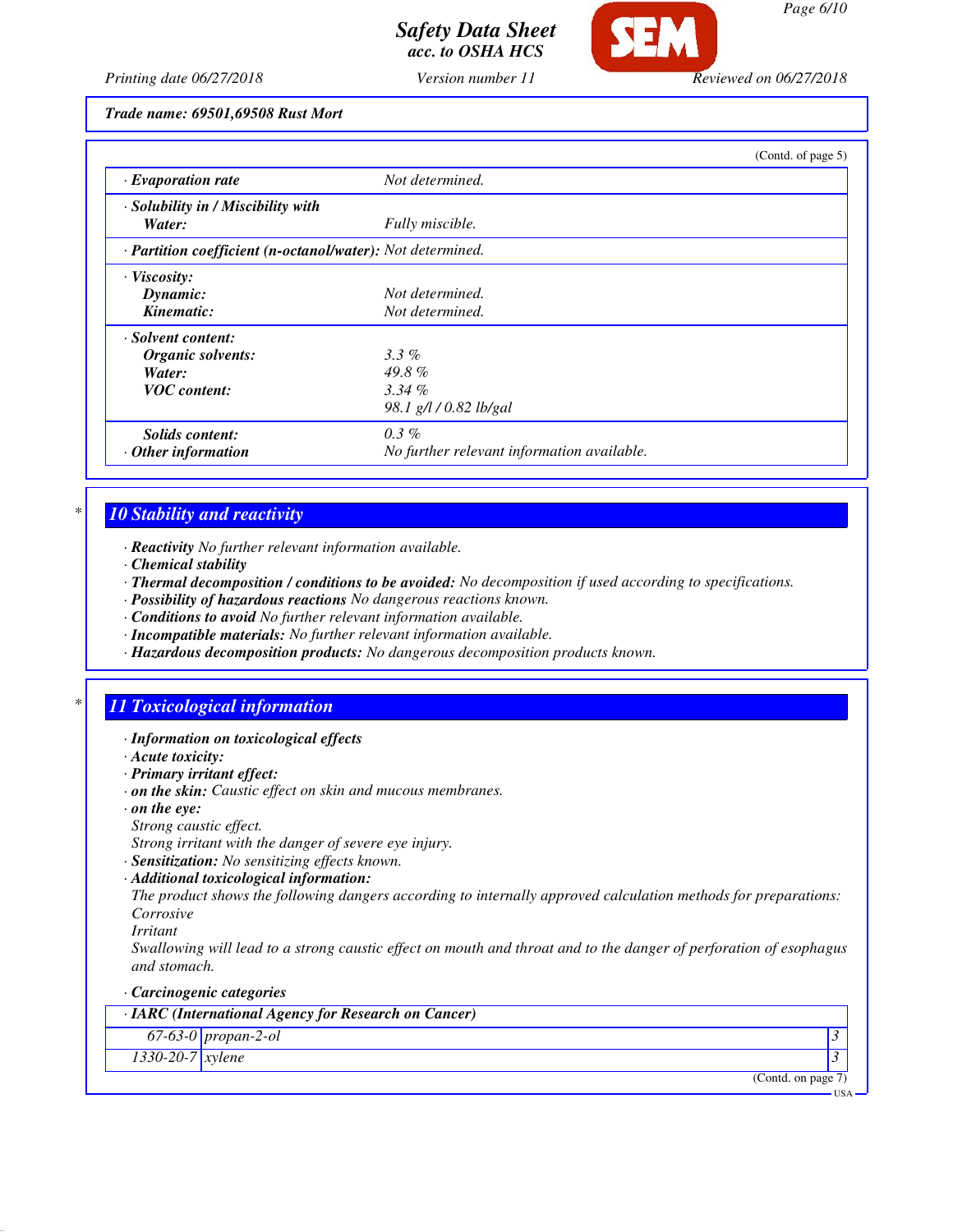**Trade name: 69501,69508 Rust Mort**

(Contd. of page 5)

| | |
|---|---|
| · **Evaporation rate** | Not determined. |
| · **Solubility in / Miscibility with** **Water:** | Fully miscible. |
| · **Partition coefficient (n-octanol/water):** | Not determined. |
| · **Viscosity:** | |
| **Dynamic:** | Not determined. |
| **Kinematic:** | Not determined. |
| · **Solvent content:** | |
| **Organic solvents:** | 3.3 % |
| **Water:** | 49.8 % |
| **VOC content:** | 3.34 % |
| | 98.1 g/l / 0.82 lb/gal |
| **Solids content:** | 0.3 % |
| · **Other information** | No further relevant information available. |

## 10 Stability and reactivity

· **Reactivity** No further relevant information available.
· **Chemical stability**
· **Thermal decomposition / conditions to be avoided:** No decomposition if used according to specifications.
· **Possibility of hazardous reactions** No dangerous reactions known.
· **Conditions to avoid** No further relevant information available.
· **Incompatible materials:** No further relevant information available.
· **Hazardous decomposition products:** No dangerous decomposition products known.

## 11 Toxicological information

· **Information on toxicological effects**
· **Acute toxicity:**
· **Primary irritant effect:**
· **on the skin:** Caustic effect on skin and mucous membranes.
· **on the eye:**
Strong caustic effect.
Strong irritant with the danger of severe eye injury.
· **Sensitization:** No sensitizing effects known.
· **Additional toxicological information:**
The product shows the following dangers according to internally approved calculation methods for preparations:
Corrosive
Irritant
Swallowing will lead to a strong caustic effect on mouth and throat and to the danger of perforation of esophagus and stomach.

· **Carcinogenic categories**

| · **IARC (International Agency for Research on Cancer)** | | |
|---|---|---|
| 67-63-0 | propan-2-ol | 3 |
| 1330-20-7 | xylene | 3 |

(Contd. on page 7)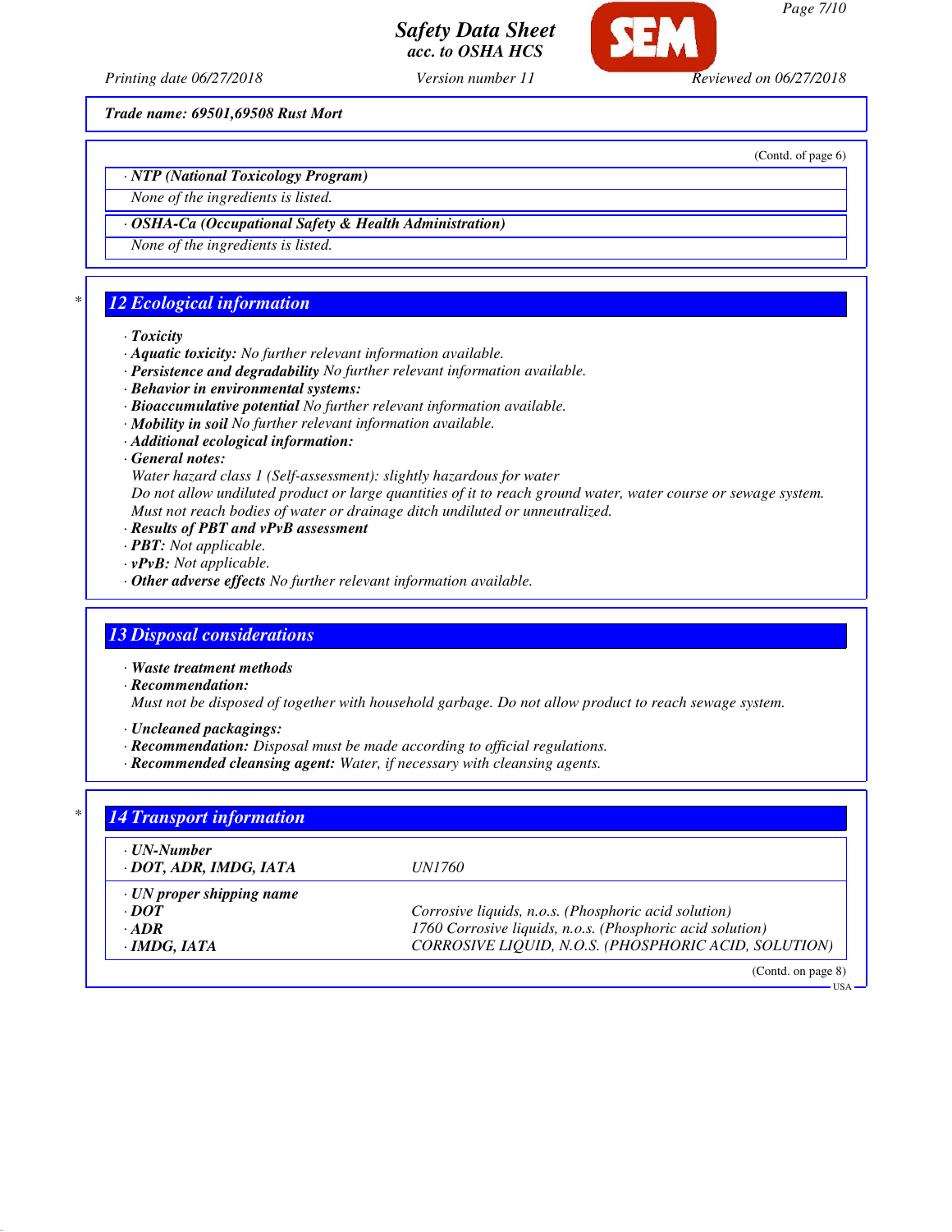Trade name: 69501,69508 Rust Mort

(Contd. of page 6)

· **NTP (National Toxicology Program)**

None of the ingredients is listed.

· **OSHA-Ca (Occupational Safety & Health Administration)**

None of the ingredients is listed.

## 12 Ecological information

· **Toxicity**
· **Aquatic toxicity:** No further relevant information available.
· **Persistence and degradability** No further relevant information available.
· **Behavior in environmental systems:**
· **Bioaccumulative potential** No further relevant information available.
· **Mobility in soil** No further relevant information available.
· **Additional ecological information:**
· **General notes:**
Water hazard class 1 (Self-assessment): slightly hazardous for water
Do not allow undiluted product or large quantities of it to reach ground water, water course or sewage system.
Must not reach bodies of water or drainage ditch undiluted or unneutralized.
· **Results of PBT and vPvB assessment**
· **PBT:** Not applicable.
· **vPvB:** Not applicable.
· **Other adverse effects** No further relevant information available.

## 13 Disposal considerations

· **Waste treatment methods**
· **Recommendation:**
Must not be disposed of together with household garbage. Do not allow product to reach sewage system.

· **Uncleaned packagings:**
· **Recommendation:** Disposal must be made according to official regulations.
· **Recommended cleansing agent:** Water, if necessary with cleansing agents.

## 14 Transport information

| | |
|---|---|
| · **UN-Number** | |
| · **DOT, ADR, IMDG, IATA** | UN1760 |
| · **UN proper shipping name** | |
| · **DOT** | Corrosive liquids, n.o.s. (Phosphoric acid solution) |
| · **ADR** | 1760 Corrosive liquids, n.o.s. (Phosphoric acid solution) |
| · **IMDG, IATA** | CORROSIVE LIQUID, N.O.S. (PHOSPHORIC ACID, SOLUTION) |

(Contd. on page 8)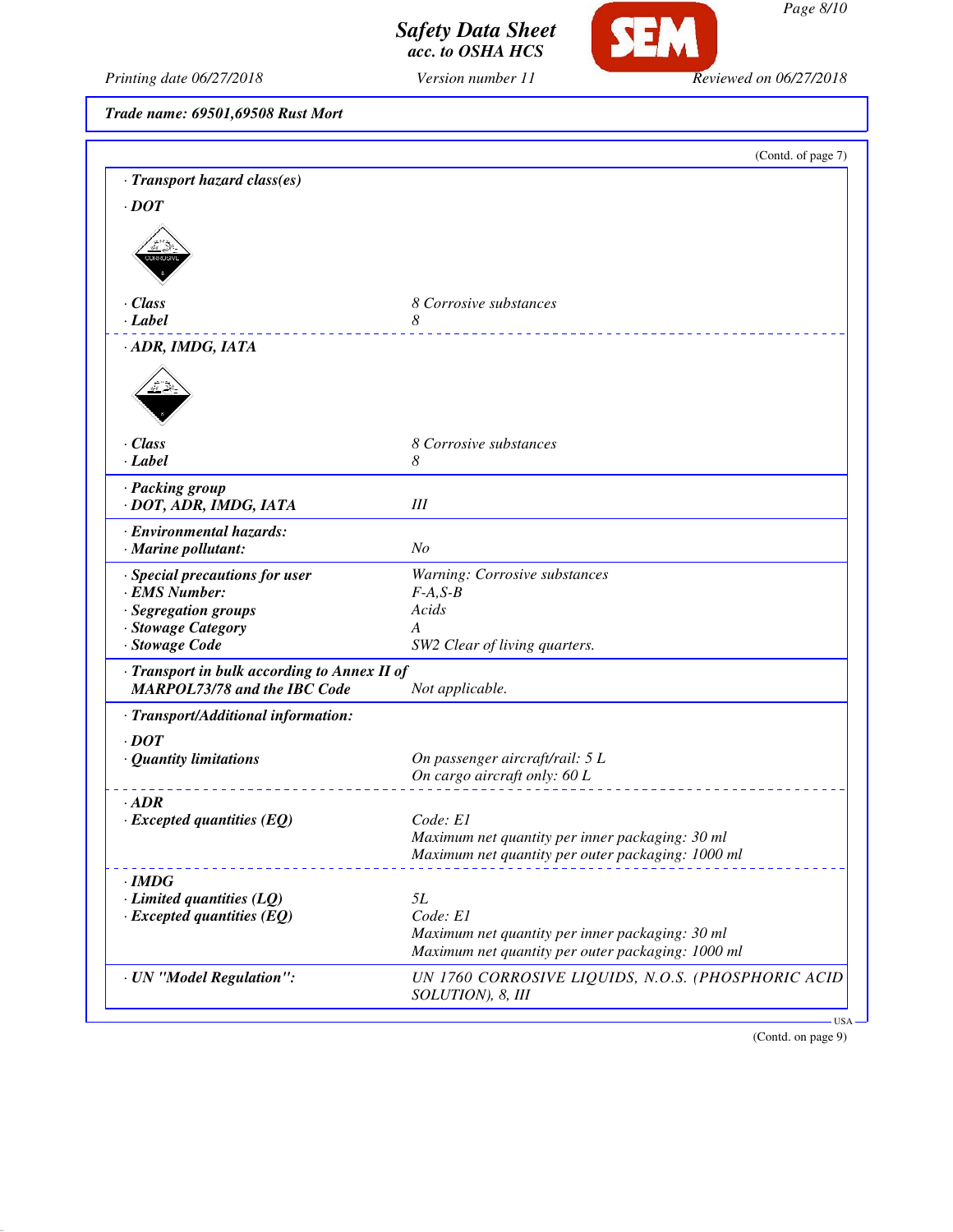**Trade name: 69501,69508 Rust Mort**

(Contd. of page 7)

**· Transport hazard class(es)**

**· DOT**

| | |
|---|---|
| **· Class** | 8 Corrosive substances |
| **· Label** | 8 |

**· ADR, IMDG, IATA**

| | |
|---|---|
| **· Class** | 8 Corrosive substances |
| **· Label** | 8 |

| | |
|---|---|
| **· Packing group** | |
| **· DOT, ADR, IMDG, IATA** | III |
| **· Environmental hazards:** | |
| **· Marine pollutant:** | No |
| **· Special precautions for user** | Warning: Corrosive substances |
| **· EMS Number:** | F-A,S-B |
| **· Segregation groups** | Acids |
| **· Stowage Category** | A |
| **· Stowage Code** | SW2 Clear of living quarters. |
| **· Transport in bulk according to Annex II of MARPOL73/78 and the IBC Code** | Not applicable. |

**· Transport/Additional information:**

| | |
|---|---|
| **· DOT** | |
| **· Quantity limitations** | On passenger aircraft/rail: 5 L<br>On cargo aircraft only: 60 L |
| **· ADR** | |
| **· Excepted quantities (EQ)** | Code: E1<br>Maximum net quantity per inner packaging: 30 ml<br>Maximum net quantity per outer packaging: 1000 ml |
| **· IMDG** | |
| **· Limited quantities (LQ)** | 5L |
| **· Excepted quantities (EQ)** | Code: E1<br>Maximum net quantity per inner packaging: 30 ml<br>Maximum net quantity per outer packaging: 1000 ml |
| **· UN "Model Regulation":** | UN 1760 CORROSIVE LIQUIDS, N.O.S. (PHOSPHORIC ACID SOLUTION), 8, III |

(Contd. on page 9)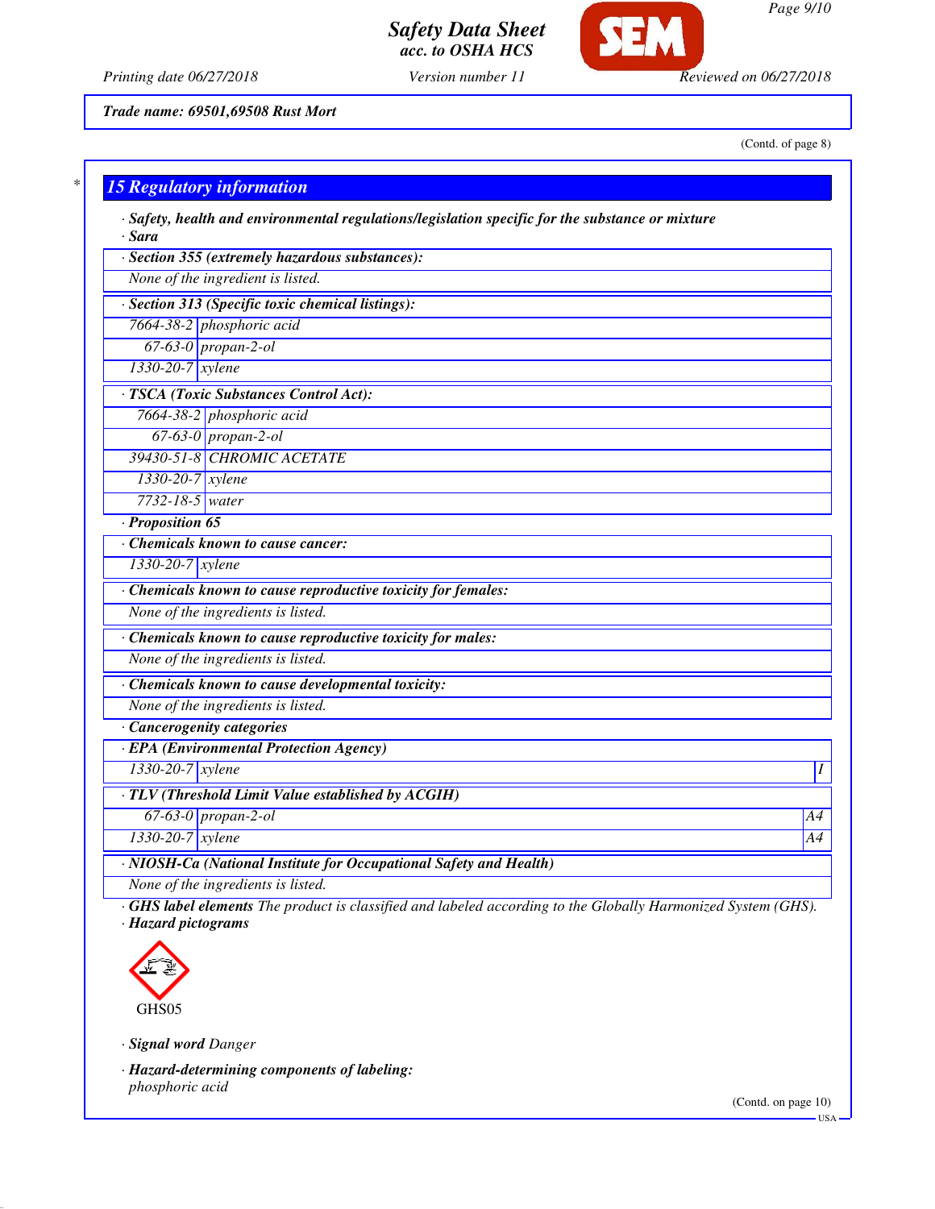Trade name: 69501,69508 Rust Mort

(Contd. of page 8)

## 15 Regulatory information

· **Safety, health and environmental regulations/legislation specific for the substance or mixture**
· **Sara**

· **Section 355 (extremely hazardous substances):**

None of the ingredient is listed.

· **Section 313 (Specific toxic chemical listings):**

| | |
|---|---|
| 7664-38-2 | phosphoric acid |
| 67-63-0 | propan-2-ol |
| 1330-20-7 | xylene |

· **TSCA (Toxic Substances Control Act):**

| | |
|---|---|
| 7664-38-2 | phosphoric acid |
| 67-63-0 | propan-2-ol |
| 39430-51-8 | CHROMIC ACETATE |
| 1330-20-7 | xylene |
| 7732-18-5 | water |

· **Proposition 65**

· **Chemicals known to cause cancer:**

| | |
|---|---|
| 1330-20-7 | xylene |

· **Chemicals known to cause reproductive toxicity for females:**

None of the ingredients is listed.

· **Chemicals known to cause reproductive toxicity for males:**

None of the ingredients is listed.

· **Chemicals known to cause developmental toxicity:**

None of the ingredients is listed.

· **Cancerogenity categories**

· **EPA (Environmental Protection Agency)**

| | | |
|---|---|---|
| 1330-20-7 | xylene | I |

· **TLV (Threshold Limit Value established by ACGIH)**

| | | |
|---|---|---|
| 67-63-0 | propan-2-ol | A4 |
| 1330-20-7 | xylene | A4 |

· **NIOSH-Ca (National Institute for Occupational Safety and Health)**

None of the ingredients is listed.

· **GHS label elements** The product is classified and labeled according to the Globally Harmonized System (GHS).
· **Hazard pictograms**

GHS05

· **Signal word** Danger

· **Hazard-determining components of labeling:**
phosphoric acid

(Contd. on page 10)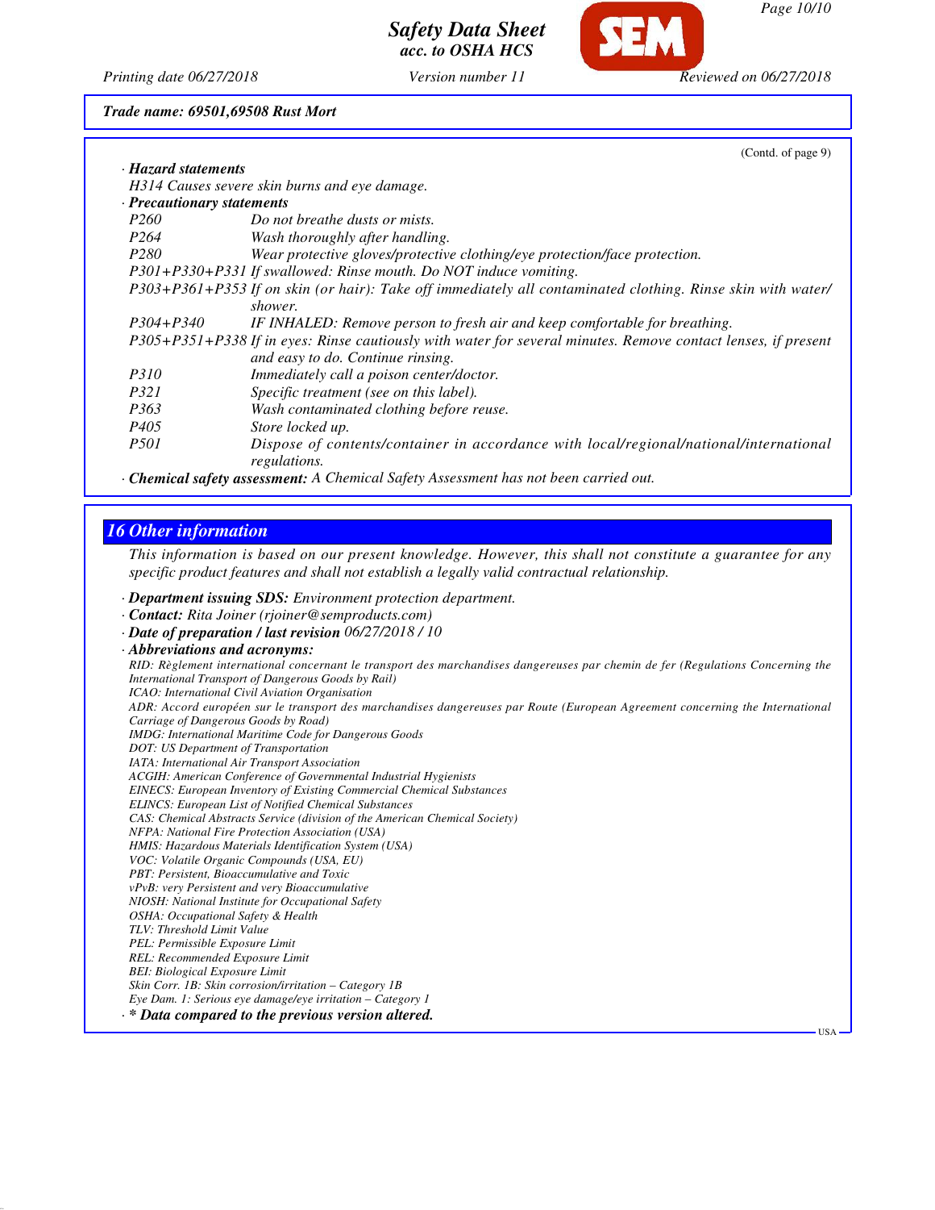**Trade name: 69501,69508 Rust Mort**

(Contd. of page 9)

· **Hazard statements**

H314 Causes severe skin burns and eye damage.

· **Precautionary statements**

| | |
|---|---|
| P260 | Do not breathe dusts or mists. |
| P264 | Wash thoroughly after handling. |
| P280 | Wear protective gloves/protective clothing/eye protection/face protection. |
| P301+P330+P331 | If swallowed: Rinse mouth. Do NOT induce vomiting. |
| P303+P361+P353 | If on skin (or hair): Take off immediately all contaminated clothing. Rinse skin with water/shower. |
| P304+P340 | IF INHALED: Remove person to fresh air and keep comfortable for breathing. |
| P305+P351+P338 | If in eyes: Rinse cautiously with water for several minutes. Remove contact lenses, if present and easy to do. Continue rinsing. |
| P310 | Immediately call a poison center/doctor. |
| P321 | Specific treatment (see on this label). |
| P363 | Wash contaminated clothing before reuse. |
| P405 | Store locked up. |
| P501 | Dispose of contents/container in accordance with local/regional/national/international regulations. |

· **Chemical safety assessment:** A Chemical Safety Assessment has not been carried out.

## 16 Other information

This information is based on our present knowledge. However, this shall not constitute a guarantee for any specific product features and shall not establish a legally valid contractual relationship.

· **Department issuing SDS:** Environment protection department.

· **Contact:** Rita Joiner (rjoiner@semproducts.com)

· **Date of preparation / last revision** 06/27/2018 / 10

· **Abbreviations and acronyms:**

RID: Règlement international concernant le transport des marchandises dangereuses par chemin de fer (Regulations Concerning the International Transport of Dangerous Goods by Rail)
ICAO: International Civil Aviation Organisation
ADR: Accord européen sur le transport des marchandises dangereuses par Route (European Agreement concerning the International Carriage of Dangerous Goods by Road)
IMDG: International Maritime Code for Dangerous Goods
DOT: US Department of Transportation
IATA: International Air Transport Association
ACGIH: American Conference of Governmental Industrial Hygienists
EINECS: European Inventory of Existing Commercial Chemical Substances
ELINCS: European List of Notified Chemical Substances
CAS: Chemical Abstracts Service (division of the American Chemical Society)
NFPA: National Fire Protection Association (USA)
HMIS: Hazardous Materials Identification System (USA)
VOC: Volatile Organic Compounds (USA, EU)
PBT: Persistent, Bioaccumulative and Toxic
vPvB: very Persistent and very Bioaccumulative
NIOSH: National Institute for Occupational Safety
OSHA: Occupational Safety & Health
TLV: Threshold Limit Value
PEL: Permissible Exposure Limit
REL: Recommended Exposure Limit
BEI: Biological Exposure Limit
Skin Corr. 1B: Skin corrosion/irritation – Category 1B
Eye Dam. 1: Serious eye damage/eye irritation – Category 1

· *** Data compared to the previous version altered.**